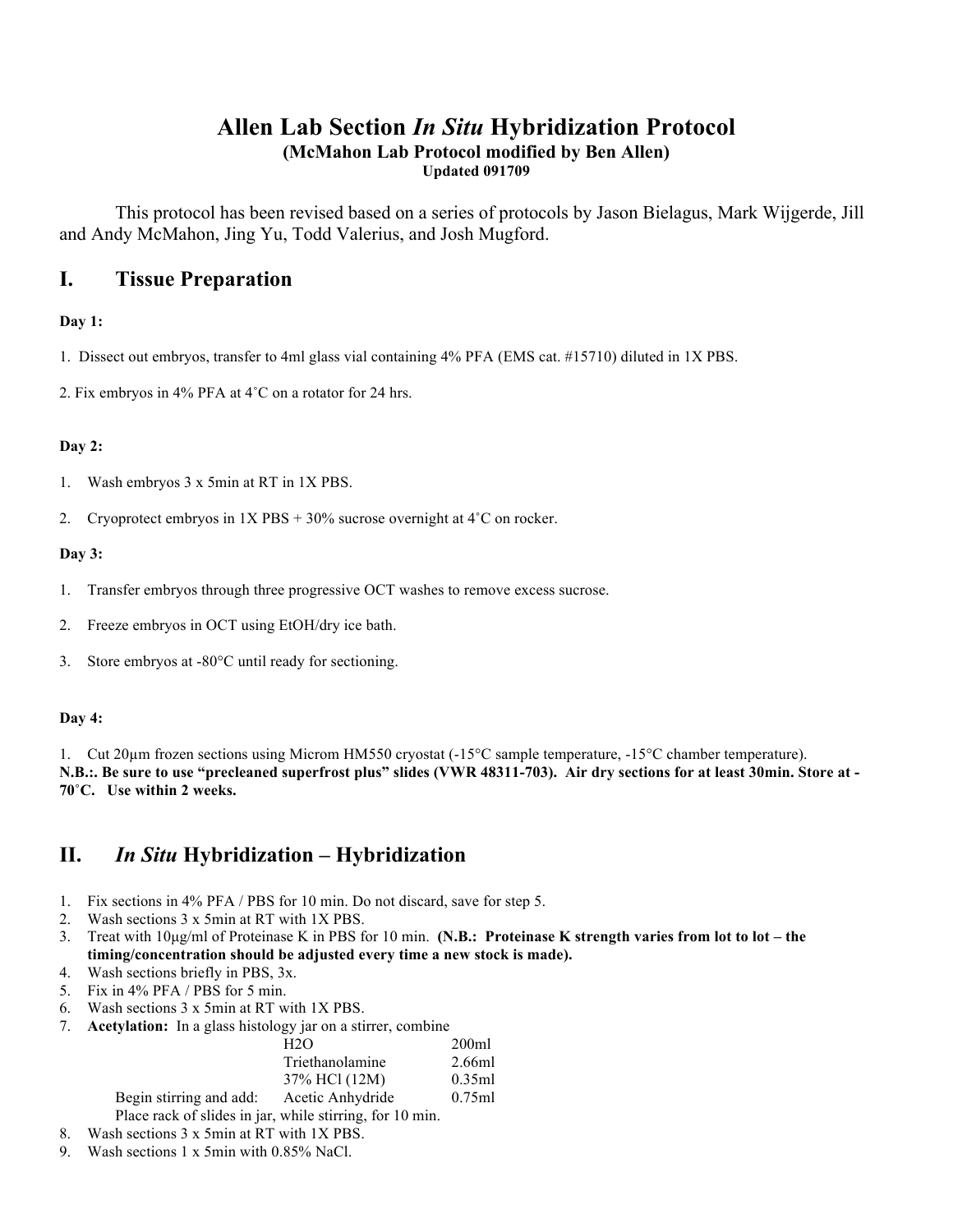# Allen Lab Section *In Situ* Hybridization Protocol

**(McMahon Lab Protocol modified by Ben Allen)**

**Updated 091709**

This protocol has been revised based on a series of protocols by Jason Bielagus, Mark Wijgerde, Jill and Andy McMahon, Jing Yu, Todd Valerius, and Josh Mugford.

## I. Tissue Preparation

**Day 1:**

1. Dissect out embryos, transfer to 4ml glass vial containing 4% PFA (EMS cat. #15710) diluted in 1X PBS.

2. Fix embryos in 4% PFA at 4˚C on a rotator for 24 hrs.

**Day 2:**

1. Wash embryos 3 x 5min at RT in 1X PBS.
2. Cryoprotect embryos in 1X PBS + 30% sucrose overnight at 4˚C on rocker.

**Day 3:**

1. Transfer embryos through three progressive OCT washes to remove excess sucrose.
2. Freeze embryos in OCT using EtOH/dry ice bath.
3. Store embryos at -80°C until ready for sectioning.

**Day 4:**

1. Cut 20μm frozen sections using Microm HM550 cryostat (-15°C sample temperature, -15°C chamber temperature).

**N.B.:. Be sure to use "precleaned superfrost plus" slides (VWR 48311-703). Air dry sections for at least 30min. Store at -70˚C. Use within 2 weeks.**

## II. *In Situ* Hybridization – Hybridization

1. Fix sections in 4% PFA / PBS for 10 min. Do not discard, save for step 5.
2. Wash sections 3 x 5min at RT with 1X PBS.
3. Treat with 10μg/ml of Proteinase K in PBS for 10 min. **(N.B.: Proteinase K strength varies from lot to lot – the timing/concentration should be adjusted every time a new stock is made).**
4. Wash sections briefly in PBS, 3x.
5. Fix in 4% PFA / PBS for 5 min.
6. Wash sections 3 x 5min at RT with 1X PBS.
7. **Acetylation:** In a glass histology jar on a stirrer, combine

   | | | |
   |---|---|---|
   | | H2O | 200ml |
   | | Triethanolamine | 2.66ml |
   | | 37% HCl (12M) | 0.35ml |
   | Begin stirring and add: | Acetic Anhydride | 0.75ml |

   Place rack of slides in jar, while stirring, for 10 min.
8. Wash sections 3 x 5min at RT with 1X PBS.
9. Wash sections 1 x 5min with 0.85% NaCl.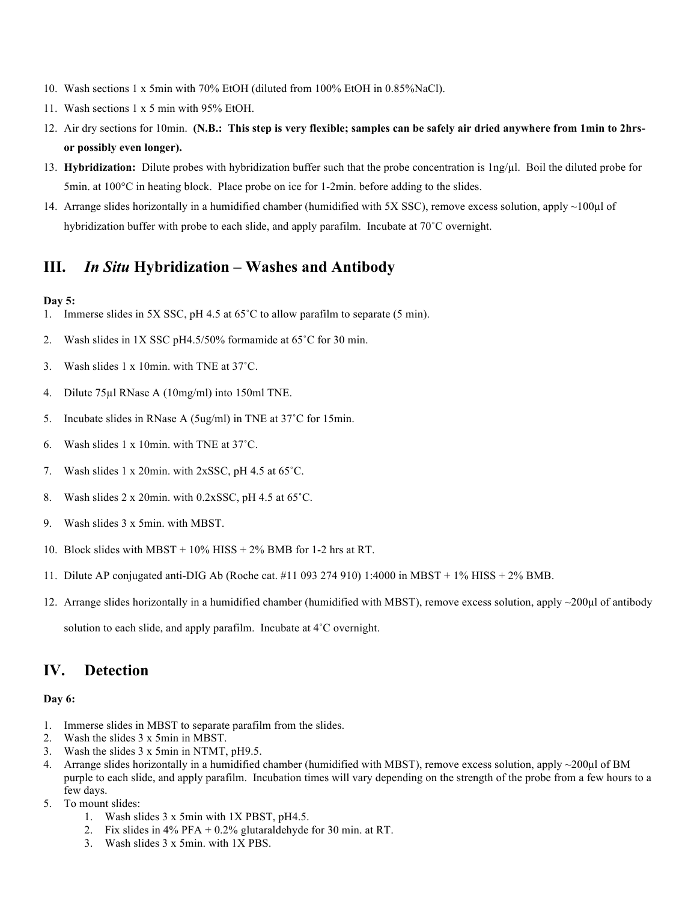10. Wash sections 1 x 5min with 70% EtOH (diluted from 100% EtOH in 0.85%NaCl).
11. Wash sections 1 x 5 min with 95% EtOH.
12. Air dry sections for 10min. **(N.B.: This step is very flexible; samples can be safely air dried anywhere from 1min to 2hrs- or possibly even longer).**
13. **Hybridization:** Dilute probes with hybridization buffer such that the probe concentration is 1ng/µl. Boil the diluted probe for 5min. at 100°C in heating block. Place probe on ice for 1-2min. before adding to the slides.
14. Arrange slides horizontally in a humidified chamber (humidified with 5X SSC), remove excess solution, apply ~100µl of hybridization buffer with probe to each slide, and apply parafilm. Incubate at 70˚C overnight.

## III. *In Situ* Hybridization – Washes and Antibody

**Day 5:**

1. Immerse slides in 5X SSC, pH 4.5 at 65˚C to allow parafilm to separate (5 min).
2. Wash slides in 1X SSC pH4.5/50% formamide at 65˚C for 30 min.
3. Wash slides 1 x 10min. with TNE at 37˚C.
4. Dilute 75µl RNase A (10mg/ml) into 150ml TNE.
5. Incubate slides in RNase A (5ug/ml) in TNE at 37˚C for 15min.
6. Wash slides 1 x 10min. with TNE at 37˚C.
7. Wash slides 1 x 20min. with 2xSSC, pH 4.5 at 65˚C.
8. Wash slides 2 x 20min. with 0.2xSSC, pH 4.5 at 65˚C.
9. Wash slides 3 x 5min. with MBST.
10. Block slides with MBST + 10% HISS + 2% BMB for 1-2 hrs at RT.
11. Dilute AP conjugated anti-DIG Ab (Roche cat. #11 093 274 910) 1:4000 in MBST + 1% HISS + 2% BMB.
12. Arrange slides horizontally in a humidified chamber (humidified with MBST), remove excess solution, apply ~200µl of antibody solution to each slide, and apply parafilm. Incubate at 4˚C overnight.

## IV. Detection

**Day 6:**

1. Immerse slides in MBST to separate parafilm from the slides.
2. Wash the slides 3 x 5min in MBST.
3. Wash the slides 3 x 5min in NTMT, pH9.5.
4. Arrange slides horizontally in a humidified chamber (humidified with MBST), remove excess solution, apply ~200µl of BM purple to each slide, and apply parafilm. Incubation times will vary depending on the strength of the probe from a few hours to a few days.
5. To mount slides:
    1. Wash slides 3 x 5min with 1X PBST, pH4.5.
    2. Fix slides in 4% PFA + 0.2% glutaraldehyde for 30 min. at RT.
    3. Wash slides 3 x 5min. with 1X PBS.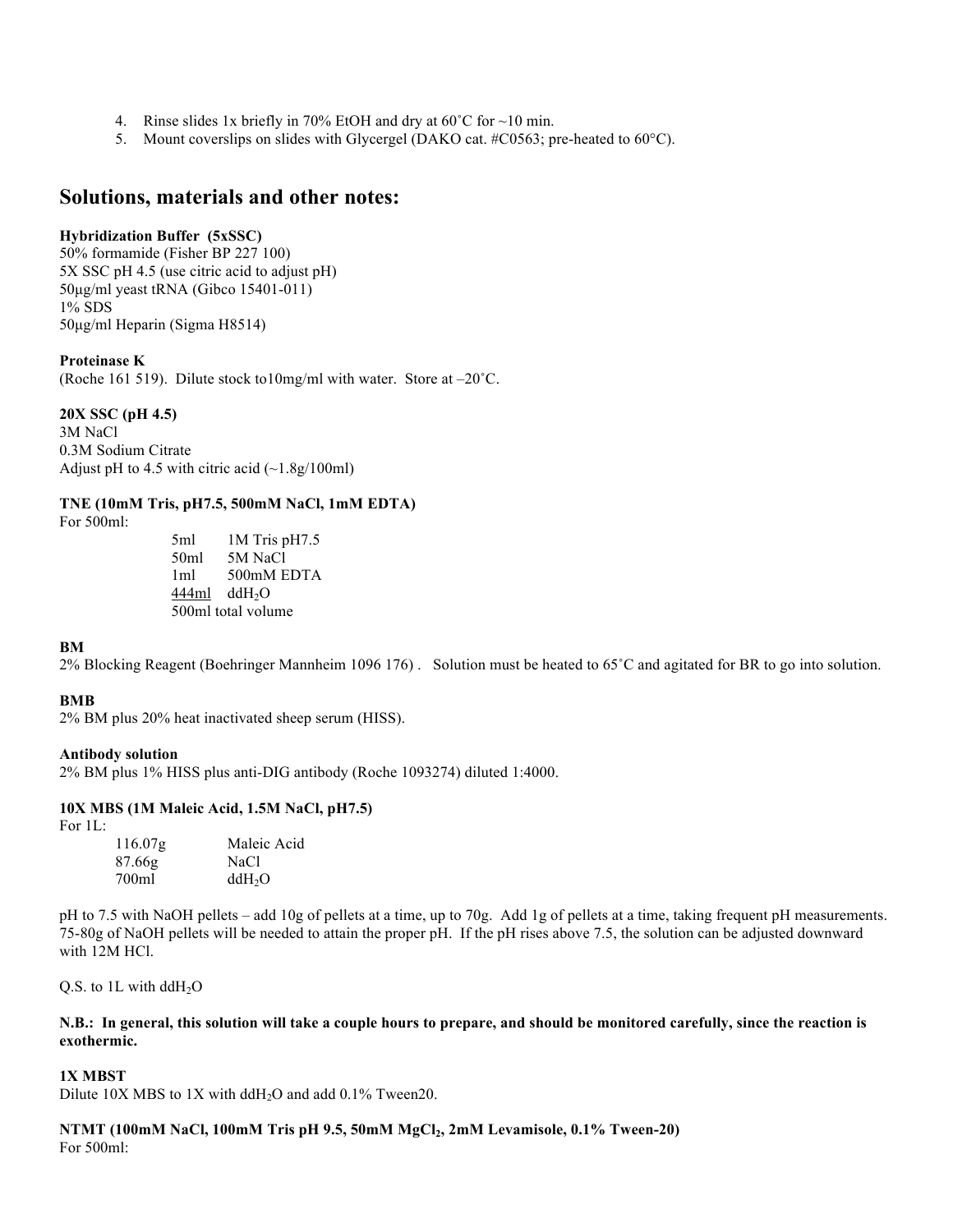4. Rinse slides 1x briefly in 70% EtOH and dry at 60˚C for ~10 min.
5. Mount coverslips on slides with Glycergel (DAKO cat. #C0563; pre-heated to 60°C).

## Solutions, materials and other notes:

**Hybridization Buffer (5xSSC)**
50% formamide (Fisher BP 227 100)
5X SSC pH 4.5 (use citric acid to adjust pH)
50μg/ml yeast tRNA (Gibco 15401-011)
1% SDS
50μg/ml Heparin (Sigma H8514)

**Proteinase K**
(Roche 161 519). Dilute stock to10mg/ml with water. Store at –20˚C.

**20X SSC (pH 4.5)**
3M NaCl
0.3M Sodium Citrate
Adjust pH to 4.5 with citric acid (~1.8g/100ml)

**TNE (10mM Tris, pH7.5, 500mM NaCl, 1mM EDTA)**
For 500ml:

| | |
|---|---|
| 5ml | 1M Tris pH7.5 |
| 50ml | 5M NaCl |
| 1ml | 500mM EDTA |
| 444ml | dd$H_2O$ |
| 500ml total volume | |

**BM**
2% Blocking Reagent (Boehringer Mannheim 1096 176) . Solution must be heated to 65˚C and agitated for BR to go into solution.

**BMB**
2% BM plus 20% heat inactivated sheep serum (HISS).

**Antibody solution**
2% BM plus 1% HISS plus anti-DIG antibody (Roche 1093274) diluted 1:4000.

**10X MBS (1M Maleic Acid, 1.5M NaCl, pH7.5)**
For 1L:

| | |
|---|---|
| 116.07g | Maleic Acid |
| 87.66g | NaCl |
| 700ml | dd$H_2O$ |

pH to 7.5 with NaOH pellets – add 10g of pellets at a time, up to 70g. Add 1g of pellets at a time, taking frequent pH measurements. 75-80g of NaOH pellets will be needed to attain the proper pH. If the pH rises above 7.5, the solution can be adjusted downward with 12M HCl.

Q.S. to 1L with dd$H_2O$

**N.B.: In general, this solution will take a couple hours to prepare, and should be monitored carefully, since the reaction is exothermic.**

**1X MBST**
Dilute 10X MBS to 1X with dd$H_2O$ and add 0.1% Tween20.

**NTMT (100mM NaCl, 100mM Tris pH 9.5, 50mM $MgCl_2$, 2mM Levamisole, 0.1% Tween-20)**
For 500ml: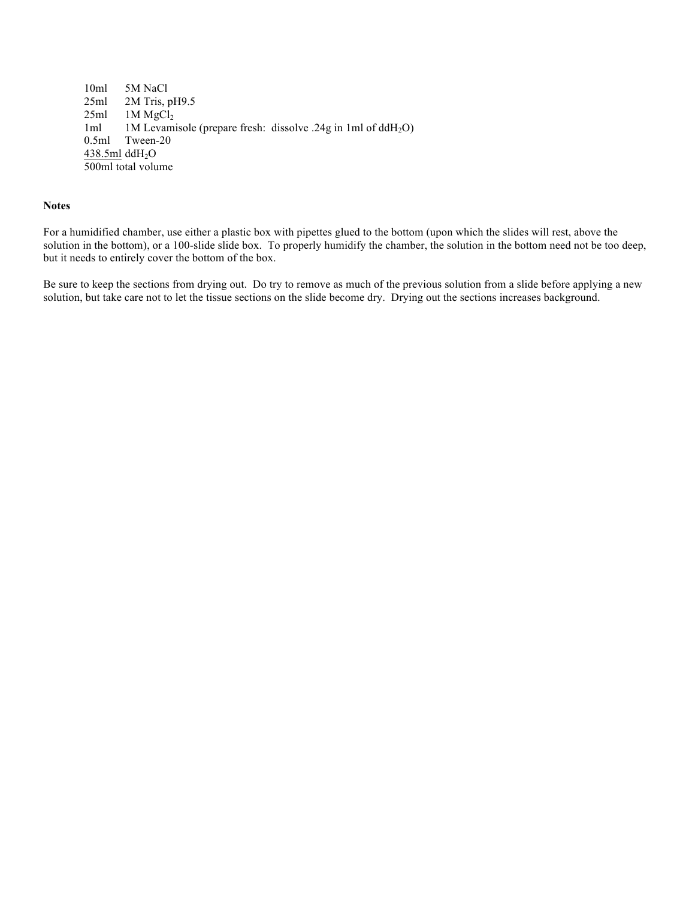| | |
|---|---|
| 10ml | 5M NaCl |
| 25ml | 2M Tris, pH9.5 |
| 25ml | 1M $MgCl_2$ |
| 1ml | 1M Levamisole (prepare fresh: dissolve .24g in 1ml of dd$H_2O$) |
| 0.5ml | Tween-20 |
| 438.5ml | dd$H_2O$ |
| 500ml total volume | |

**Notes**

For a humidified chamber, use either a plastic box with pipettes glued to the bottom (upon which the slides will rest, above the solution in the bottom), or a 100-slide slide box. To properly humidify the chamber, the solution in the bottom need not be too deep, but it needs to entirely cover the bottom of the box.

Be sure to keep the sections from drying out. Do try to remove as much of the previous solution from a slide before applying a new solution, but take care not to let the tissue sections on the slide become dry. Drying out the sections increases background.